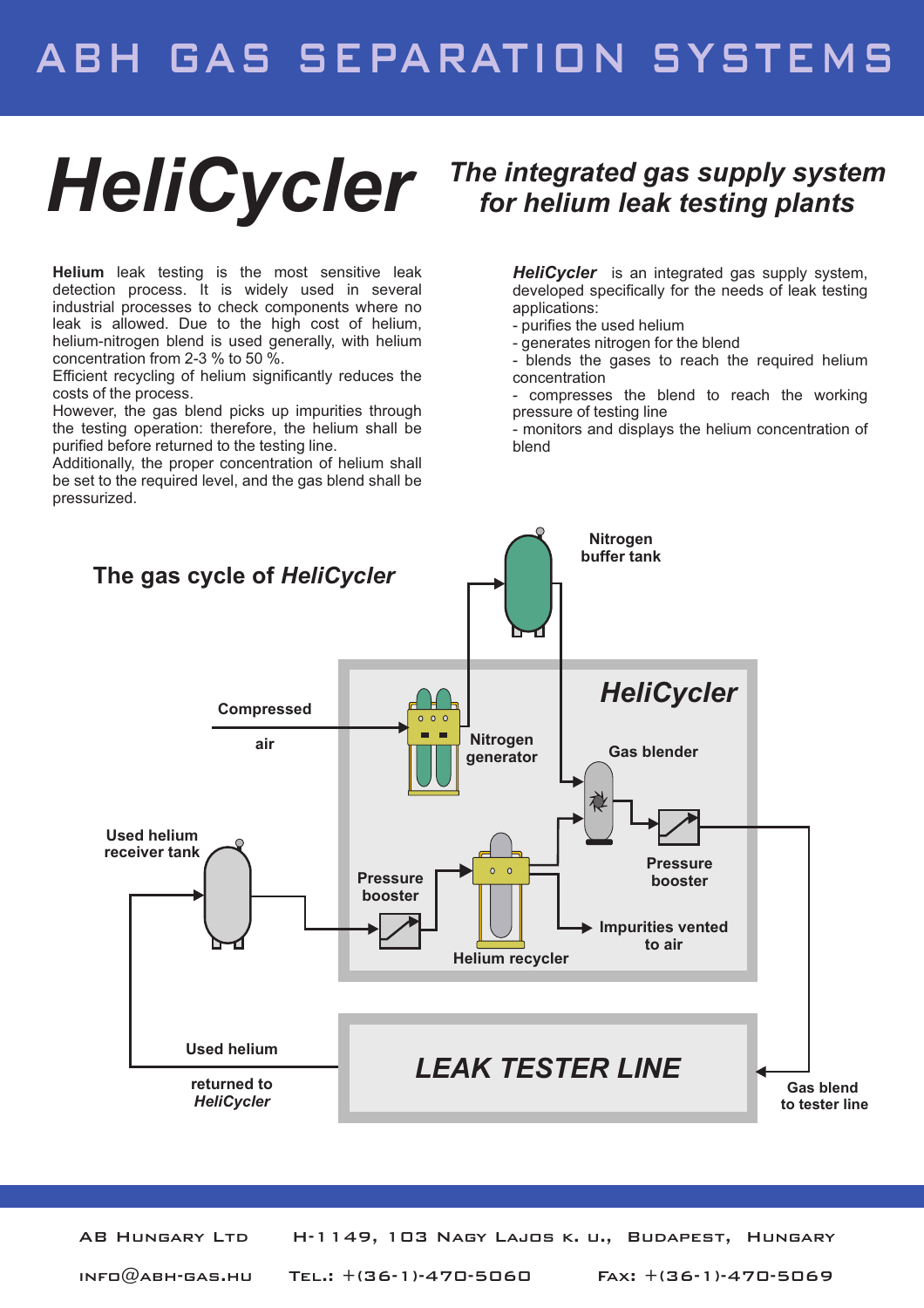# ABH GAS SEPARATION SYSTEMS

# HeliCycler

## *The integrated gas supply system for helium leak testing plants*

**Helium** leak testing is the most sensitive leak detection process. It is widely used in several industrial processes to check components where no leak is allowed. Due to the high cost of helium, helium-nitrogen blend is used generally, with helium concentration from 2-3 % to 50 %.
Efficient recycling of helium significantly reduces the costs of the process.
However, the gas blend picks up impurities through the testing operation: therefore, the helium shall be purified before returned to the testing line.
Additionally, the proper concentration of helium shall be set to the required level, and the gas blend shall be pressurized.

***HeliCycler*** is an integrated gas supply system, developed specifically for the needs of leak testing applications:
- purifies the used helium
- generates nitrogen for the blend
- blends the gases to reach the required helium concentration
- compresses the blend to reach the working pressure of testing line
- monitors and displays the helium concentration of blend

## The gas cycle of *HeliCycler*

Nitrogen buffer tank

*HeliCycler*

Compressed air

Nitrogen generator

Gas blender

Used helium receiver tank

Pressure booster

Pressure booster

Impurities vented to air

Helium recycler

*LEAK TESTER LINE*

Used helium returned to *HeliCycler*

Gas blend to tester line

AB Hungary Ltd H-1149, 103 Nagy Lajos k. u., Budapest, Hungary

info@abh-gas.hu Tel.: +(36-1)-470-5060 Fax: +(36-1)-470-5069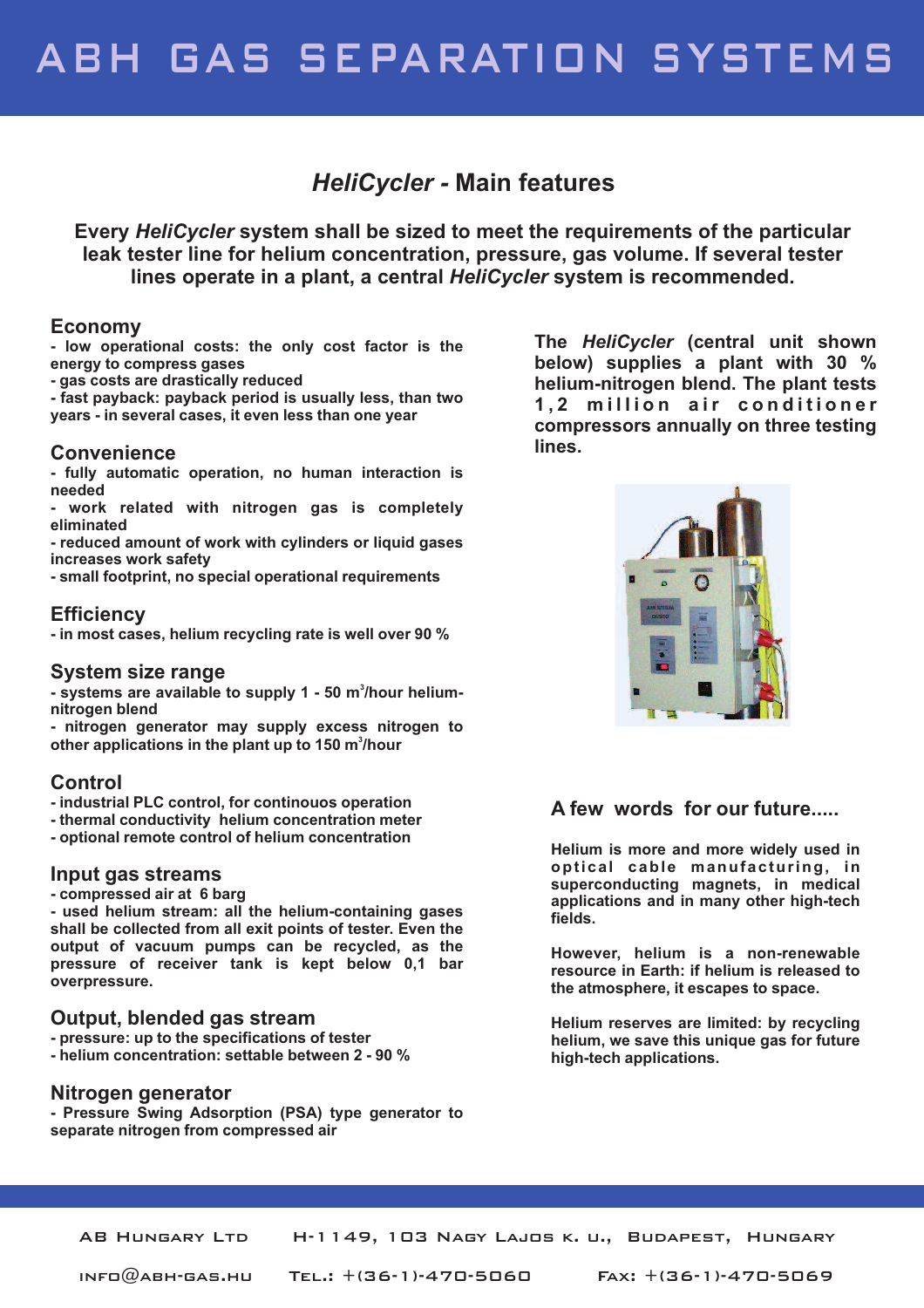# ABH GAS SEPARATION SYSTEMS

## *HeliCycler* - Main features

**Every *HeliCycler* system shall be sized to meet the requirements of the particular leak tester line for helium concentration, pressure, gas volume. If several tester lines operate in a plant, a central *HeliCycler* system is recommended.**

### Economy

- low operational costs: the only cost factor is the energy to compress gases
- gas costs are drastically reduced
- fast payback: payback period is usually less, than two years - in several cases, it even less than one year

### Convenience

- fully automatic operation, no human interaction is needed
- work related with nitrogen gas is completely eliminated
- reduced amount of work with cylinders or liquid gases increases work safety
- small footprint, no special operational requirements

### Efficiency

- in most cases, helium recycling rate is well over 90 %

### System size range

- systems are available to supply 1 - 50 $m^3$/hour helium-nitrogen blend
- nitrogen generator may supply excess nitrogen to other applications in the plant up to 150 $m^3$/hour

### Control

- industrial PLC control, for continouos operation
- thermal conductivity helium concentration meter
- optional remote control of helium concentration

### Input gas streams

- compressed air at 6 barg
- used helium stream: all the helium-containing gases shall be collected from all exit points of tester. Even the output of vacuum pumps can be recycled, as the pressure of receiver tank is kept below 0,1 bar overpressure.

### Output, blended gas stream

- pressure: up to the specifications of tester
- helium concentration: settable between 2 - 90 %

### Nitrogen generator

- Pressure Swing Adsorption (PSA) type generator to separate nitrogen from compressed air

**The *HeliCycler* (central unit shown below) supplies a plant with 30 % helium-nitrogen blend. The plant tests 1,2 million air conditioner compressors annually on three testing lines.**

### A few words for our future.....

Helium is more and more widely used in optical cable manufacturing, in superconducting magnets, in medical applications and in many other high-tech fields.

However, helium is a non-renewable resource in Earth: if helium is released to the atmosphere, it escapes to space.

Helium reserves are limited: by recycling helium, we save this unique gas for future high-tech applications.

AB Hungary Ltd H-1149, 103 Nagy Lajos k. u., Budapest, Hungary

info@abh-gas.hu Tel.: +(36-1)-470-5060 Fax: +(36-1)-470-5069